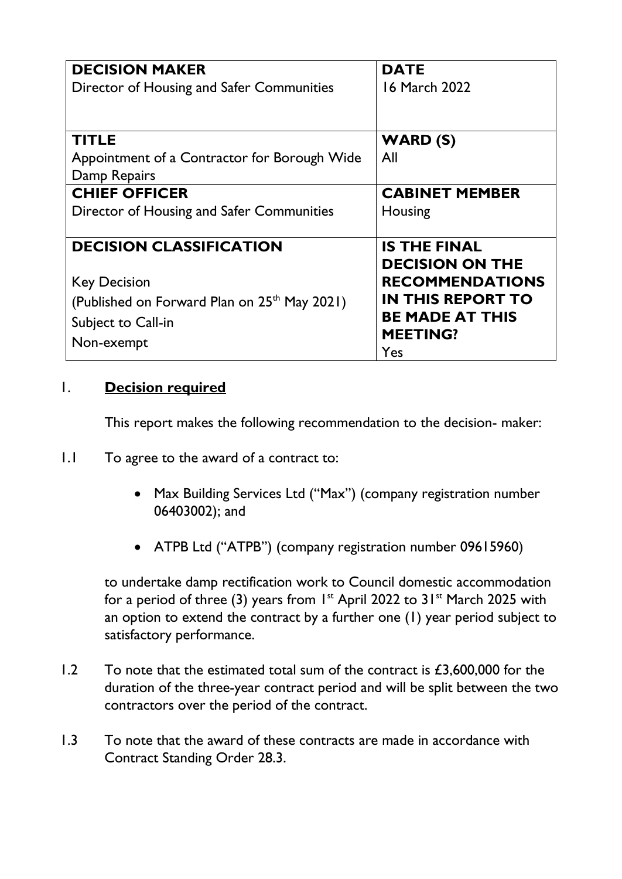| **DECISION MAKER**<br>Director of Housing and Safer Communities | **DATE**<br>16 March 2022 |
|---|---|
| **TITLE**<br>Appointment of a Contractor for Borough Wide Damp Repairs | **WARD (S)**<br>All |
| **CHIEF OFFICER**<br>Director of Housing and Safer Communities | **CABINET MEMBER**<br>Housing |
| **DECISION CLASSIFICATION**<br><br>Key Decision<br>(Published on Forward Plan on 25th May 2021)<br>Subject to Call-in<br>Non-exempt | **IS THE FINAL DECISION ON THE RECOMMENDATIONS IN THIS REPORT TO BE MADE AT THIS MEETING?**<br>Yes |

## 1. **Decision required**

This report makes the following recommendation to the decision- maker:

1.1 To agree to the award of a contract to:

- Max Building Services Ltd ("Max") (company registration number 06403002); and
- ATPB Ltd ("ATPB") (company registration number 09615960)

to undertake damp rectification work to Council domestic accommodation for a period of three (3) years from 1st April 2022 to 31st March 2025 with an option to extend the contract by a further one (1) year period subject to satisfactory performance.

1.2 To note that the estimated total sum of the contract is £3,600,000 for the duration of the three-year contract period and will be split between the two contractors over the period of the contract.

1.3 To note that the award of these contracts are made in accordance with Contract Standing Order 28.3.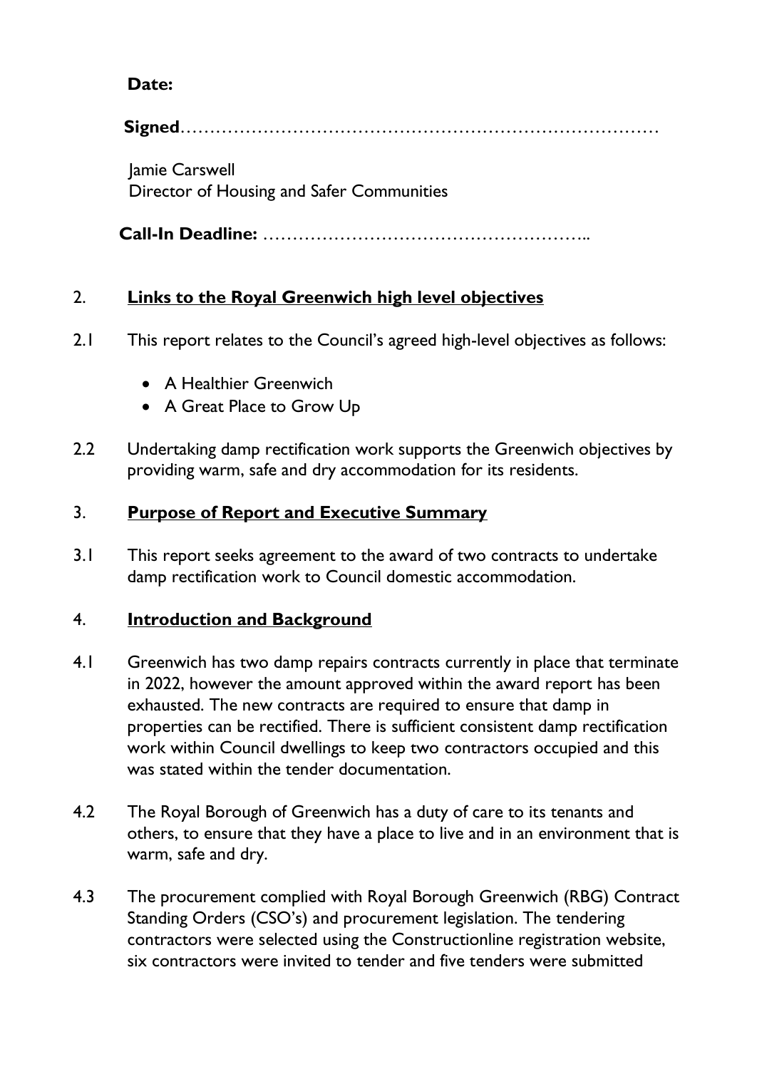**Date:**

**Signed**……………………………………………………………………

Jamie Carswell
Director of Housing and Safer Communities

**Call-In Deadline:** ………………………………………………..

## 2. Links to the Royal Greenwich high level objectives

2.1 This report relates to the Council's agreed high-level objectives as follows:

- A Healthier Greenwich
- A Great Place to Grow Up

2.2 Undertaking damp rectification work supports the Greenwich objectives by providing warm, safe and dry accommodation for its residents.

## 3. Purpose of Report and Executive Summary

3.1 This report seeks agreement to the award of two contracts to undertake damp rectification work to Council domestic accommodation.

## 4. Introduction and Background

4.1 Greenwich has two damp repairs contracts currently in place that terminate in 2022, however the amount approved within the award report has been exhausted. The new contracts are required to ensure that damp in properties can be rectified. There is sufficient consistent damp rectification work within Council dwellings to keep two contractors occupied and this was stated within the tender documentation.

4.2 The Royal Borough of Greenwich has a duty of care to its tenants and others, to ensure that they have a place to live and in an environment that is warm, safe and dry.

4.3 The procurement complied with Royal Borough Greenwich (RBG) Contract Standing Orders (CSO's) and procurement legislation. The tendering contractors were selected using the Constructionline registration website, six contractors were invited to tender and five tenders were submitted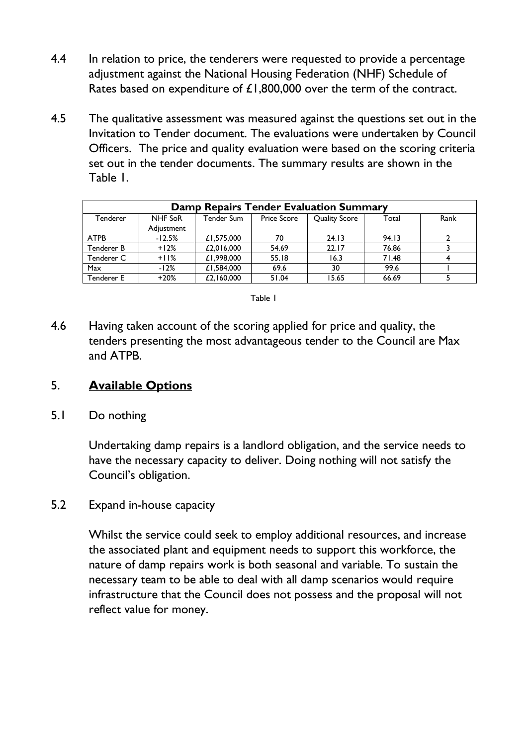4.4 In relation to price, the tenderers were requested to provide a percentage adjustment against the National Housing Federation (NHF) Schedule of Rates based on expenditure of £1,800,000 over the term of the contract.

4.5 The qualitative assessment was measured against the questions set out in the Invitation to Tender document. The evaluations were undertaken by Council Officers. The price and quality evaluation were based on the scoring criteria set out in the tender documents. The summary results are shown in the Table 1.

| **Damp Repairs Tender Evaluation Summary** | | | | | | |
|---|---|---|---|---|---|---|
| Tenderer | NHF SoR Adjustment | Tender Sum | Price Score | Quality Score | Total | Rank |
| ATPB | -12.5% | £1,575,000 | 70 | 24.13 | 94.13 | 2 |
| Tenderer B | +12% | £2,016,000 | 54.69 | 22.17 | 76.86 | 3 |
| Tenderer C | +11% | £1,998,000 | 55.18 | 16.3 | 71.48 | 4 |
| Max | -12% | £1,584,000 | 69.6 | 30 | 99.6 | 1 |
| Tenderer E | +20% | £2,160,000 | 51.04 | 15.65 | 66.69 | 5 |

Table 1

4.6 Having taken account of the scoring applied for price and quality, the tenders presenting the most advantageous tender to the Council are Max and ATPB.

## 5. **Available Options**

5.1 Do nothing

Undertaking damp repairs is a landlord obligation, and the service needs to have the necessary capacity to deliver. Doing nothing will not satisfy the Council's obligation.

5.2 Expand in-house capacity

Whilst the service could seek to employ additional resources, and increase the associated plant and equipment needs to support this workforce, the nature of damp repairs work is both seasonal and variable. To sustain the necessary team to be able to deal with all damp scenarios would require infrastructure that the Council does not possess and the proposal will not reflect value for money.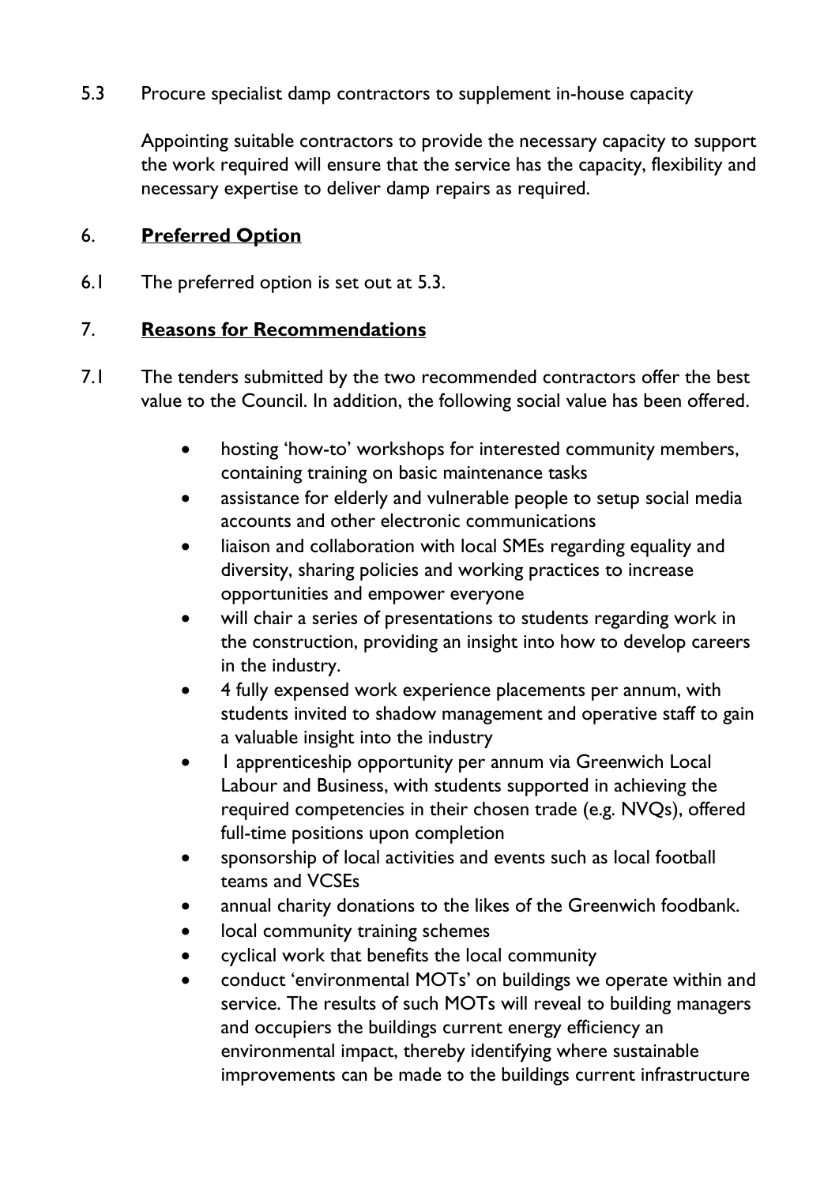5.3 Procure specialist damp contractors to supplement in-house capacity

Appointing suitable contractors to provide the necessary capacity to support the work required will ensure that the service has the capacity, flexibility and necessary expertise to deliver damp repairs as required.

## 6. **Preferred Option**

6.1 The preferred option is set out at 5.3.

## 7. **Reasons for Recommendations**

7.1 The tenders submitted by the two recommended contractors offer the best value to the Council. In addition, the following social value has been offered.

- hosting 'how-to' workshops for interested community members, containing training on basic maintenance tasks
- assistance for elderly and vulnerable people to setup social media accounts and other electronic communications
- liaison and collaboration with local SMEs regarding equality and diversity, sharing policies and working practices to increase opportunities and empower everyone
- will chair a series of presentations to students regarding work in the construction, providing an insight into how to develop careers in the industry.
- 4 fully expensed work experience placements per annum, with students invited to shadow management and operative staff to gain a valuable insight into the industry
- 1 apprenticeship opportunity per annum via Greenwich Local Labour and Business, with students supported in achieving the required competencies in their chosen trade (e.g. NVQs), offered full-time positions upon completion
- sponsorship of local activities and events such as local football teams and VCSEs
- annual charity donations to the likes of the Greenwich foodbank.
- local community training schemes
- cyclical work that benefits the local community
- conduct 'environmental MOTs' on buildings we operate within and service. The results of such MOTs will reveal to building managers and occupiers the buildings current energy efficiency an environmental impact, thereby identifying where sustainable improvements can be made to the buildings current infrastructure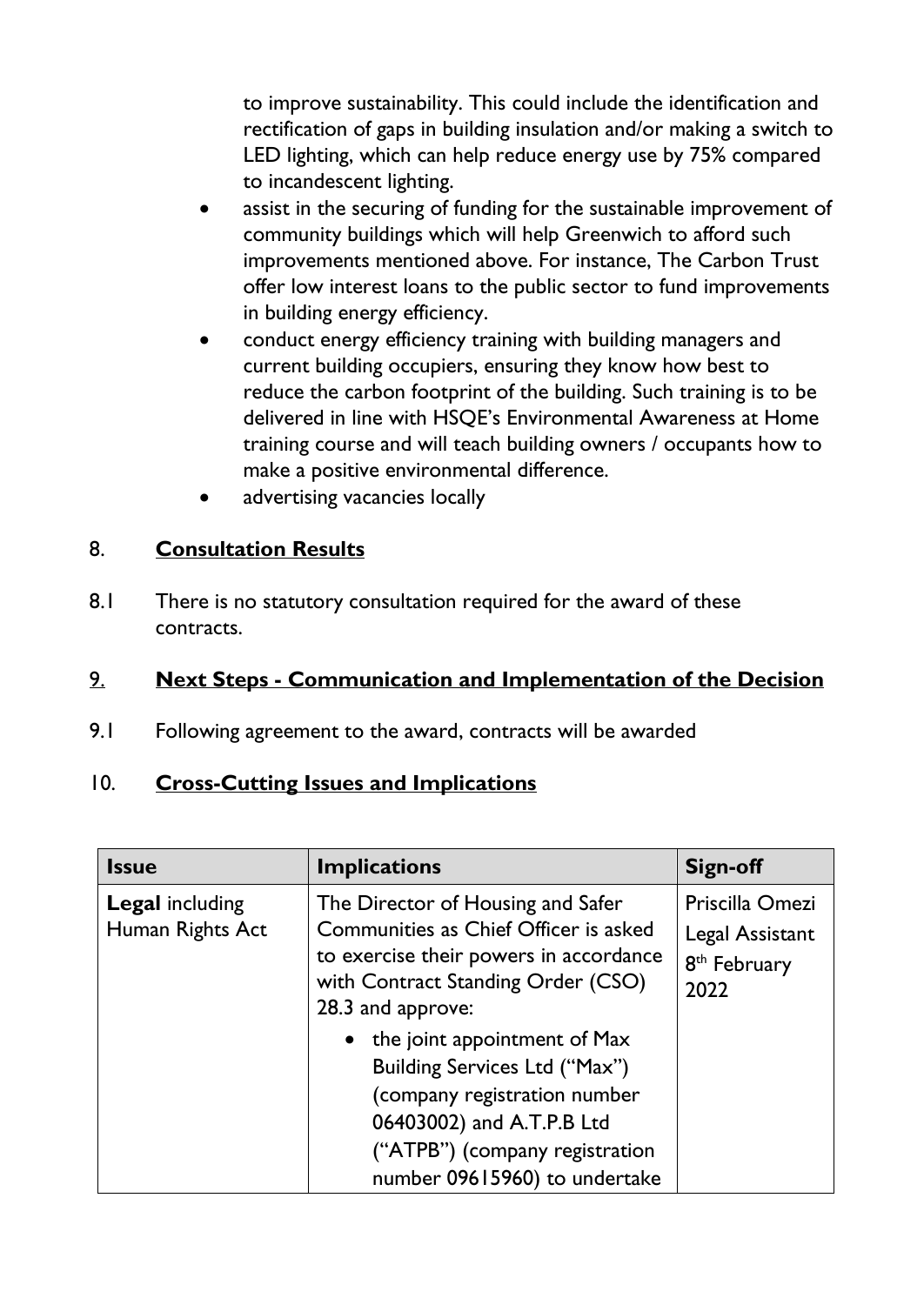to improve sustainability. This could include the identification and rectification of gaps in building insulation and/or making a switch to LED lighting, which can help reduce energy use by 75% compared to incandescent lighting.

- assist in the securing of funding for the sustainable improvement of community buildings which will help Greenwich to afford such improvements mentioned above. For instance, The Carbon Trust offer low interest loans to the public sector to fund improvements in building energy efficiency.
- conduct energy efficiency training with building managers and current building occupiers, ensuring they know how best to reduce the carbon footprint of the building. Such training is to be delivered in line with HSQE's Environmental Awareness at Home training course and will teach building owners / occupants how to make a positive environmental difference.
- advertising vacancies locally

## 8. Consultation Results

8.1 There is no statutory consultation required for the award of these contracts.

## 9. Next Steps - Communication and Implementation of the Decision

9.1 Following agreement to the award, contracts will be awarded

## 10. Cross-Cutting Issues and Implications

| Issue | Implications | Sign-off |
|---|---|---|
| **Legal** including Human Rights Act | The Director of Housing and Safer Communities as Chief Officer is asked to exercise their powers in accordance with Contract Standing Order (CSO) 28.3 and approve:<br>• the joint appointment of Max Building Services Ltd ("Max") (company registration number 06403002) and A.T.P.B Ltd ("ATPB") (company registration number 09615960) to undertake | Priscilla Omezi Legal Assistant 8th February 2022 |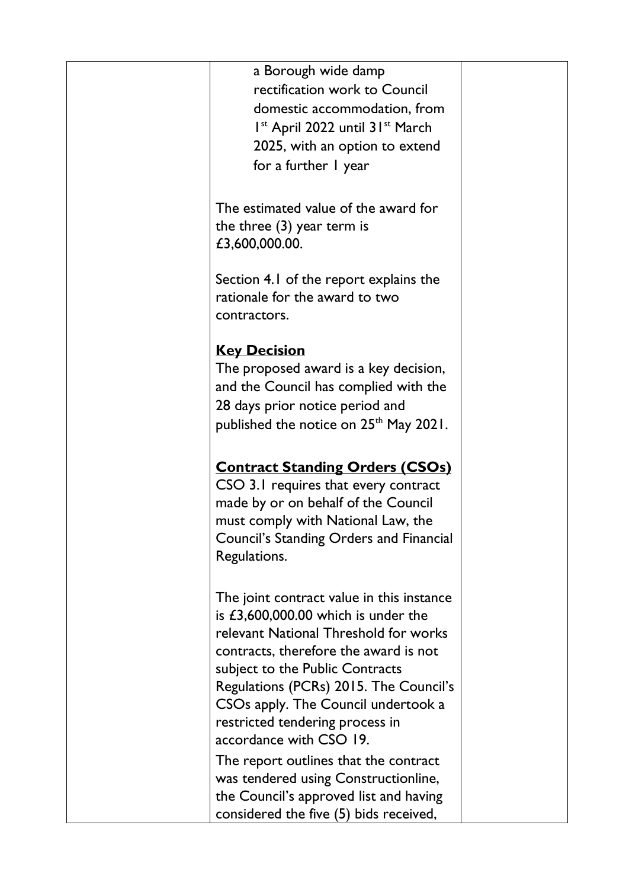| | a Borough wide damp rectification work to Council domestic accommodation, from 1st April 2022 until 31st March 2025, with an option to extend for a further 1 year<br><br>The estimated value of the award for the three (3) year term is £3,600,000.00.<br><br>Section 4.1 of the report explains the rationale for the award to two contractors.<br><br>**<u>Key Decision</u>**<br>The proposed award is a key decision, and the Council has complied with the 28 days prior notice period and published the notice on 25th May 2021.<br><br>**<u>Contract Standing Orders (CSOs)</u>**<br>CSO 3.1 requires that every contract made by or on behalf of the Council must comply with National Law, the Council's Standing Orders and Financial Regulations.<br><br>The joint contract value in this instance is £3,600,000.00 which is under the relevant National Threshold for works contracts, therefore the award is not subject to the Public Contracts Regulations (PCRs) 2015. The Council's CSOs apply. The Council undertook a restricted tendering process in accordance with CSO 19.<br>The report outlines that the contract was tendered using Constructionline, the Council's approved list and having considered the five (5) bids received, | |
|---|---|---|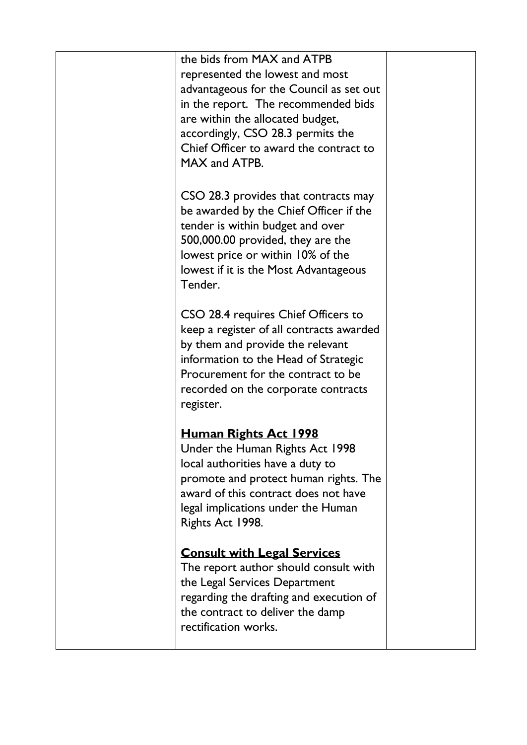| | the bids from MAX and ATPB represented the lowest and most advantageous for the Council as set out in the report. The recommended bids are within the allocated budget, accordingly, CSO 28.3 permits the Chief Officer to award the contract to MAX and ATPB.<br><br>CSO 28.3 provides that contracts may be awarded by the Chief Officer if the tender is within budget and over 500,000.00 provided, they are the lowest price or within 10% of the lowest if it is the Most Advantageous Tender.<br><br>CSO 28.4 requires Chief Officers to keep a register of all contracts awarded by them and provide the relevant information to the Head of Strategic Procurement for the contract to be recorded on the corporate contracts register.<br><br>**<u>Human Rights Act 1998</u>**<br>Under the Human Rights Act 1998 local authorities have a duty to promote and protect human rights. The award of this contract does not have legal implications under the Human Rights Act 1998.<br><br>**<u>Consult with Legal Services</u>**<br>The report author should consult with the Legal Services Department regarding the drafting and execution of the contract to deliver the damp rectification works. | |
|---|---|---|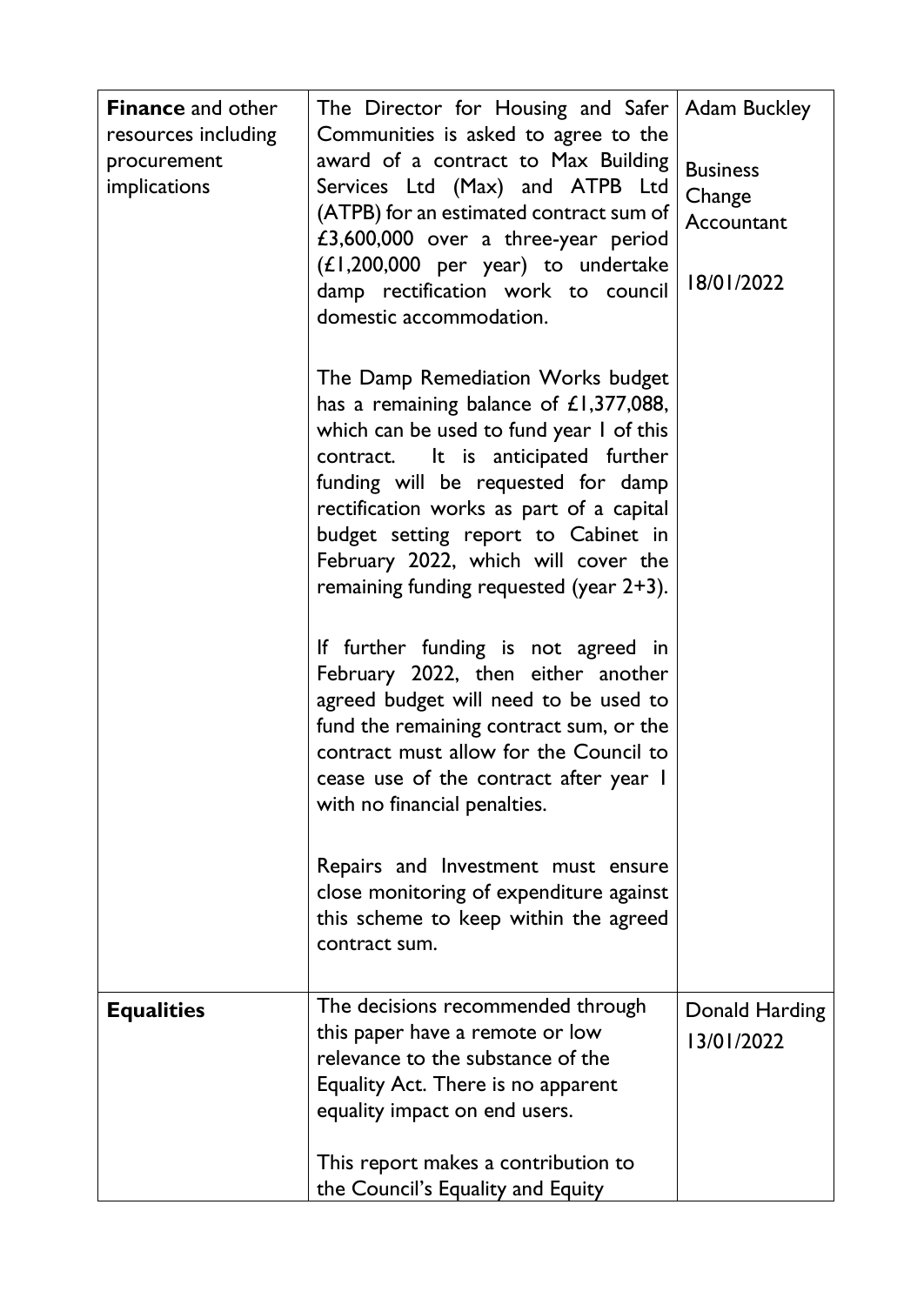| **Finance** and other resources including procurement implications | The Director for Housing and Safer Communities is asked to agree to the award of a contract to Max Building Services Ltd (Max) and ATPB Ltd (ATPB) for an estimated contract sum of £3,600,000 over a three-year period (£1,200,000 per year) to undertake damp rectification work to council domestic accommodation.<br><br>The Damp Remediation Works budget has a remaining balance of £1,377,088, which can be used to fund year 1 of this contract. It is anticipated further funding will be requested for damp rectification works as part of a capital budget setting report to Cabinet in February 2022, which will cover the remaining funding requested (year 2+3).<br><br>If further funding is not agreed in February 2022, then either another agreed budget will need to be used to fund the remaining contract sum, or the contract must allow for the Council to cease use of the contract after year 1 with no financial penalties.<br><br>Repairs and Investment must ensure close monitoring of expenditure against this scheme to keep within the agreed contract sum. | Adam Buckley<br><br>Business Change Accountant<br><br>18/01/2022 |
|---|---|---|
| **Equalities** | The decisions recommended through this paper have a remote or low relevance to the substance of the Equality Act. There is no apparent equality impact on end users.<br><br>This report makes a contribution to the Council's Equality and Equity | Donald Harding 13/01/2022 |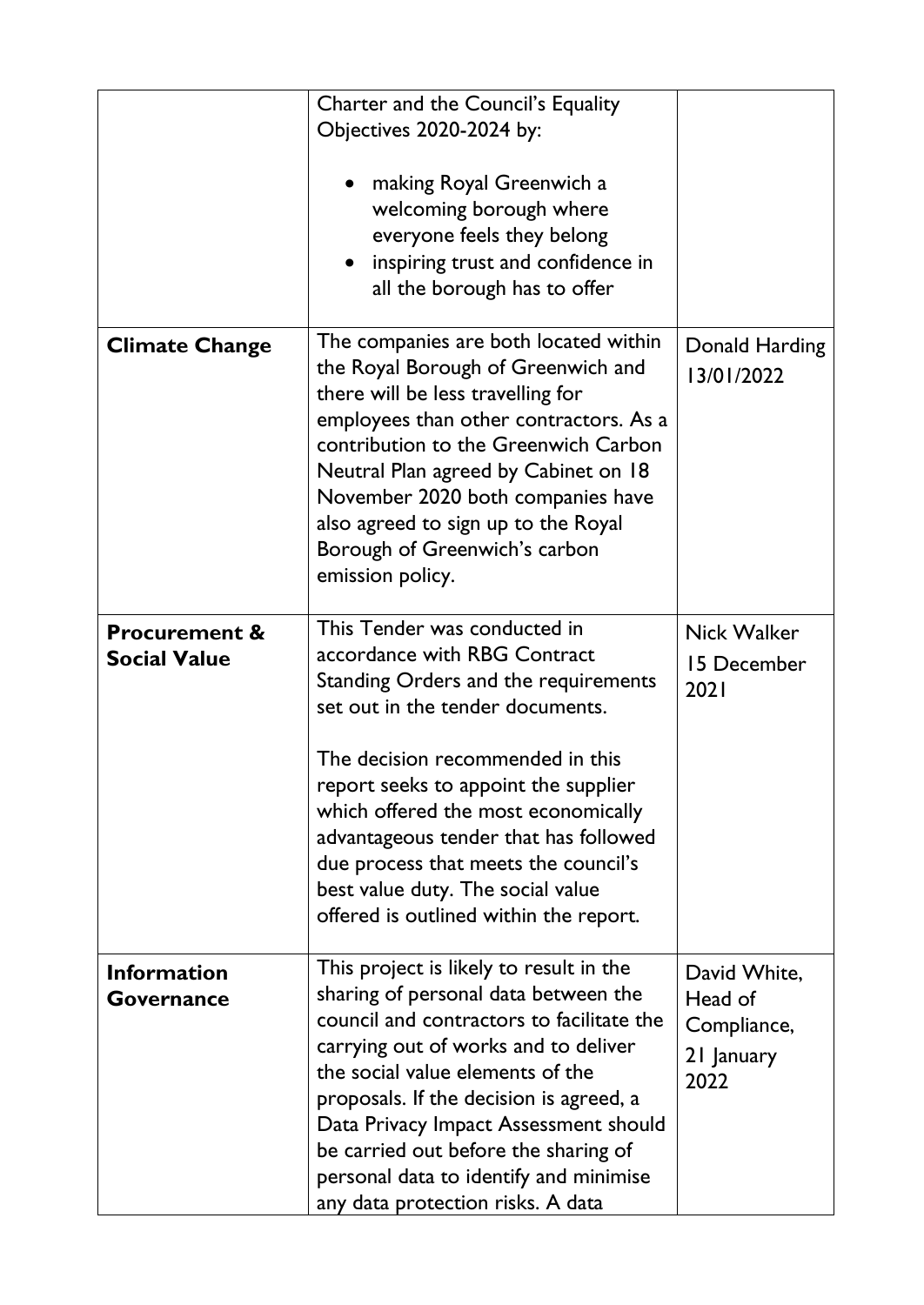| | | |
|---|---|---|
| | Charter and the Council's Equality Objectives 2020-2024 by:<br><br>• making Royal Greenwich a welcoming borough where everyone feels they belong<br>• inspiring trust and confidence in all the borough has to offer | |
| **Climate Change** | The companies are both located within the Royal Borough of Greenwich and there will be less travelling for employees than other contractors. As a contribution to the Greenwich Carbon Neutral Plan agreed by Cabinet on 18 November 2020 both companies have also agreed to sign up to the Royal Borough of Greenwich's carbon emission policy. | Donald Harding 13/01/2022 |
| **Procurement & Social Value** | This Tender was conducted in accordance with RBG Contract Standing Orders and the requirements set out in the tender documents.<br><br>The decision recommended in this report seeks to appoint the supplier which offered the most economically advantageous tender that has followed due process that meets the council's best value duty. The social value offered is outlined within the report. | Nick Walker<br>15 December 2021 |
| **Information Governance** | This project is likely to result in the sharing of personal data between the council and contractors to facilitate the carrying out of works and to deliver the social value elements of the proposals. If the decision is agreed, a Data Privacy Impact Assessment should be carried out before the sharing of personal data to identify and minimise any data protection risks. A data | David White, Head of Compliance, 21 January 2022 |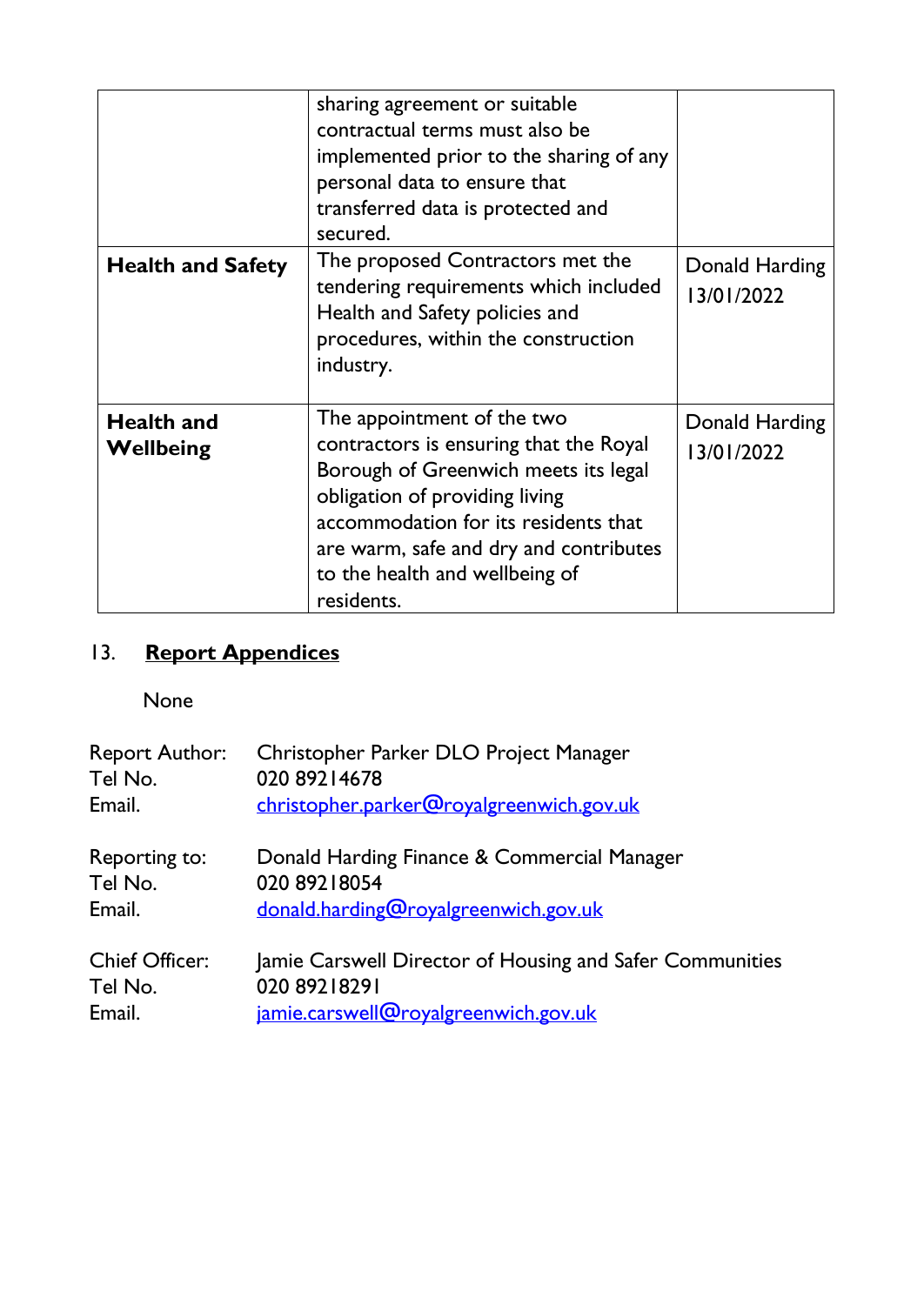| | | |
|---|---|---|
| | sharing agreement or suitable contractual terms must also be implemented prior to the sharing of any personal data to ensure that transferred data is protected and secured. | |
| **Health and Safety** | The proposed Contractors met the tendering requirements which included Health and Safety policies and procedures, within the construction industry. | Donald Harding 13/01/2022 |
| **Health and Wellbeing** | The appointment of the two contractors is ensuring that the Royal Borough of Greenwich meets its legal obligation of providing living accommodation for its residents that are warm, safe and dry and contributes to the health and wellbeing of residents. | Donald Harding 13/01/2022 |

## 13. Report Appendices

None

Report Author: Christopher Parker DLO Project Manager
Tel No. 020 89214678
Email. christopher.parker@royalgreenwich.gov.uk

Reporting to: Donald Harding Finance & Commercial Manager
Tel No. 020 89218054
Email. donald.harding@royalgreenwich.gov.uk

Chief Officer: Jamie Carswell Director of Housing and Safer Communities
Tel No. 020 89218291
Email. jamie.carswell@royalgreenwich.gov.uk